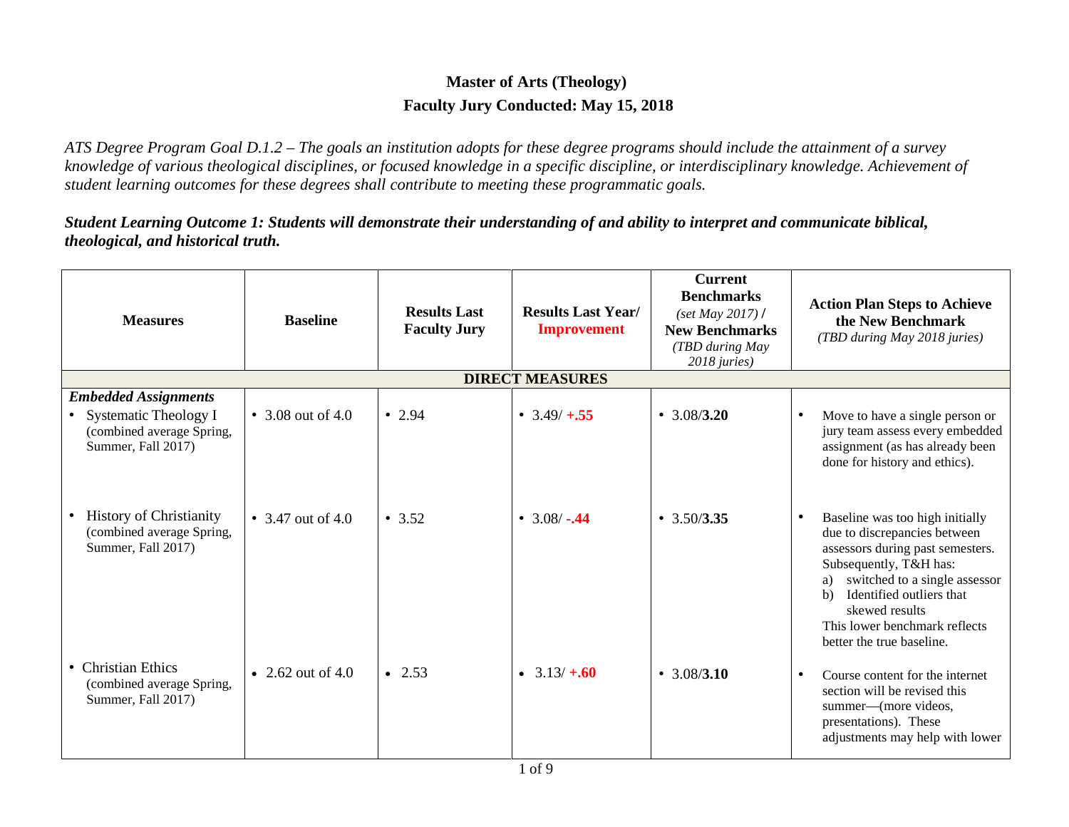# Master of Arts (Theology)

## Faculty Jury Conducted: May 15, 2018

*ATS Degree Program Goal D.1.2 – The goals an institution adopts for these degree programs should include the attainment of a survey knowledge of various theological disciplines, or focused knowledge in a specific discipline, or interdisciplinary knowledge. Achievement of student learning outcomes for these degrees shall contribute to meeting these programmatic goals.*

***Student Learning Outcome 1: Students will demonstrate their understanding of and ability to interpret and communicate biblical, theological, and historical truth.***

| Measures | Baseline | Results Last Faculty Jury | Results Last Year/ Improvement | Current Benchmarks *(set May 2017)* / New Benchmarks *(TBD during May 2018 juries)* | Action Plan Steps to Achieve the New Benchmark *(TBD during May 2018 juries)* |
|---|---|---|---|---|---|
| **DIRECT MEASURES** | | | | | |
| ***Embedded Assignments*** | | | | | |
| • Systematic Theology I (combined average Spring, Summer, Fall 2017) | • 3.08 out of 4.0 | • 2.94 | • 3.49/ **+.55** | • 3.08/**3.20** | • Move to have a single person or jury team assess every embedded assignment (as has already been done for history and ethics). |
| • History of Christianity (combined average Spring, Summer, Fall 2017) | • 3.47 out of 4.0 | • 3.52 | • 3.08/ **-.44** | • 3.50/**3.35** | • Baseline was too high initially due to discrepancies between assessors during past semesters. Subsequently, T&H has: a) switched to a single assessor b) Identified outliers that skewed results This lower benchmark reflects better the true baseline. |
| • Christian Ethics (combined average Spring, Summer, Fall 2017) | • 2.62 out of 4.0 | • 2.53 | • 3.13/ **+.60** | • 3.08/**3.10** | • Course content for the internet section will be revised this summer—(more videos, presentations). These adjustments may help with lower |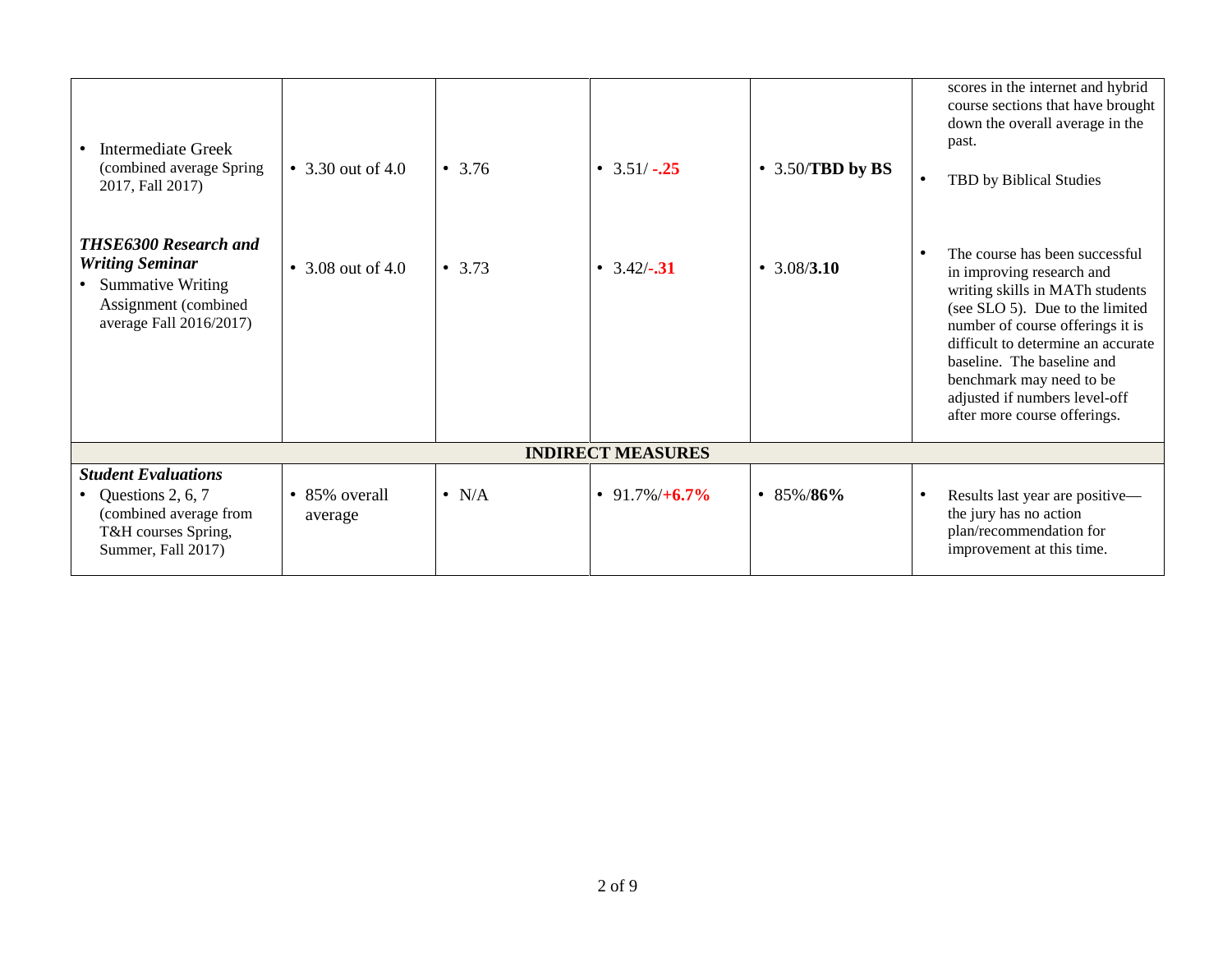| | | | | | |
|---|---|---|---|---|---|
| • Intermediate Greek (combined average Spring 2017, Fall 2017) | • 3.30 out of 4.0 | • 3.76 | • 3.51/ **-.25** | • 3.50/**TBD by BS** | scores in the internet and hybrid course sections that have brought down the overall average in the past.<br>• TBD by Biblical Studies |
| ***THSE6300 Research and Writing Seminar***<br>• Summative Writing Assignment (combined average Fall 2016/2017) | • 3.08 out of 4.0 | • 3.73 | • 3.42/**-.31** | • 3.08/**3.10** | • The course has been successful in improving research and writing skills in MATh students (see SLO 5). Due to the limited number of course offerings it is difficult to determine an accurate baseline. The baseline and benchmark may need to be adjusted if numbers level-off after more course offerings. |
| **INDIRECT MEASURES** | | | | | |
| ***Student Evaluations***<br>• Questions 2, 6, 7 (combined average from T&H courses Spring, Summer, Fall 2017) | • 85% overall average | • N/A | • 91.7%/**+6.7%** | • 85%/**86%** | • Results last year are positive—the jury has no action plan/recommendation for improvement at this time. |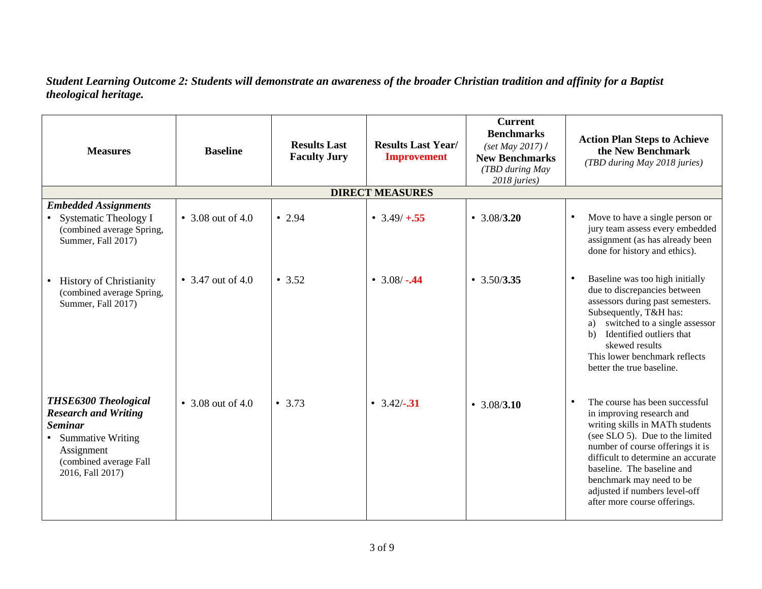***Student Learning Outcome 2: Students will demonstrate an awareness of the broader Christian tradition and affinity for a Baptist theological heritage.***

| **Measures** | **Baseline** | **Results Last Faculty Jury** | **Results Last Year/ Improvement** | **Current Benchmarks** *(set May 2017)* **/ New Benchmarks** *(TBD during May 2018 juries)* | **Action Plan Steps to Achieve the New Benchmark** *(TBD during May 2018 juries)* |
|---|---|---|---|---|---|
| **DIRECT MEASURES** | | | | | |
| ***Embedded Assignments*** <br> • Systematic Theology I (combined average Spring, Summer, Fall 2017) | • 3.08 out of 4.0 | • 2.94 | • 3.49/ **+.55** | • 3.08/**3.20** | • Move to have a single person or jury team assess every embedded assignment (as has already been done for history and ethics). |
| • History of Christianity (combined average Spring, Summer, Fall 2017) | • 3.47 out of 4.0 | • 3.52 | • 3.08/ **-.44** | • 3.50/**3.35** | • Baseline was too high initially due to discrepancies between assessors during past semesters. Subsequently, T&H has: <br> a) switched to a single assessor <br> b) Identified outliers that skewed results <br> This lower benchmark reflects better the true baseline. |
| ***THSE6300 Theological Research and Writing Seminar*** <br> • Summative Writing Assignment (combined average Fall 2016, Fall 2017) | • 3.08 out of 4.0 | • 3.73 | • 3.42/**-.31** | • 3.08/**3.10** | • The course has been successful in improving research and writing skills in MATh students (see SLO 5). Due to the limited number of course offerings it is difficult to determine an accurate baseline. The baseline and benchmark may need to be adjusted if numbers level-off after more course offerings. |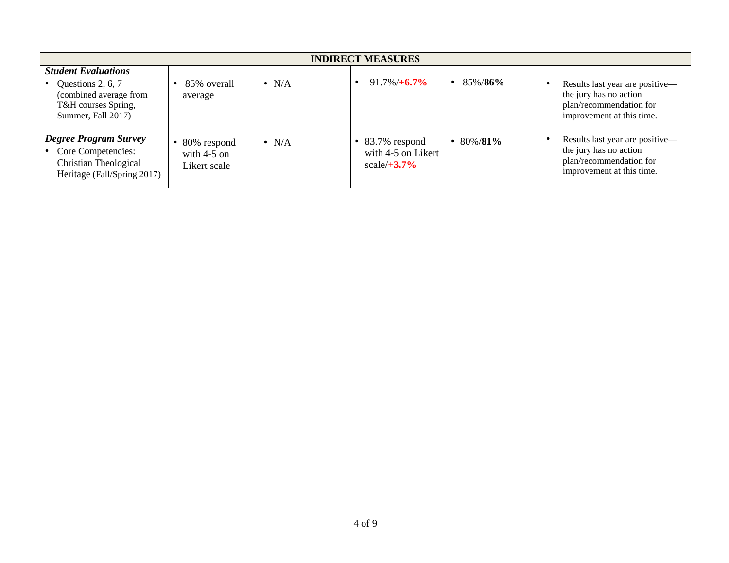| INDIRECT MEASURES | | | | | |
|---|---|---|---|---|---|
| ***Student Evaluations*** <br>• Questions 2, 6, 7 (combined average from T&H courses Spring, Summer, Fall 2017) | • 85% overall average | • N/A | • 91.7%/**+6.7%** | • 85%/**86%** | • Results last year are positive—the jury has no action plan/recommendation for improvement at this time. |
| ***Degree Program Survey*** <br>• Core Competencies: Christian Theological Heritage (Fall/Spring 2017) | • 80% respond with 4-5 on Likert scale | • N/A | • 83.7% respond with 4-5 on Likert scale/**+3.7%** | • 80%/**81%** | • Results last year are positive—the jury has no action plan/recommendation for improvement at this time. |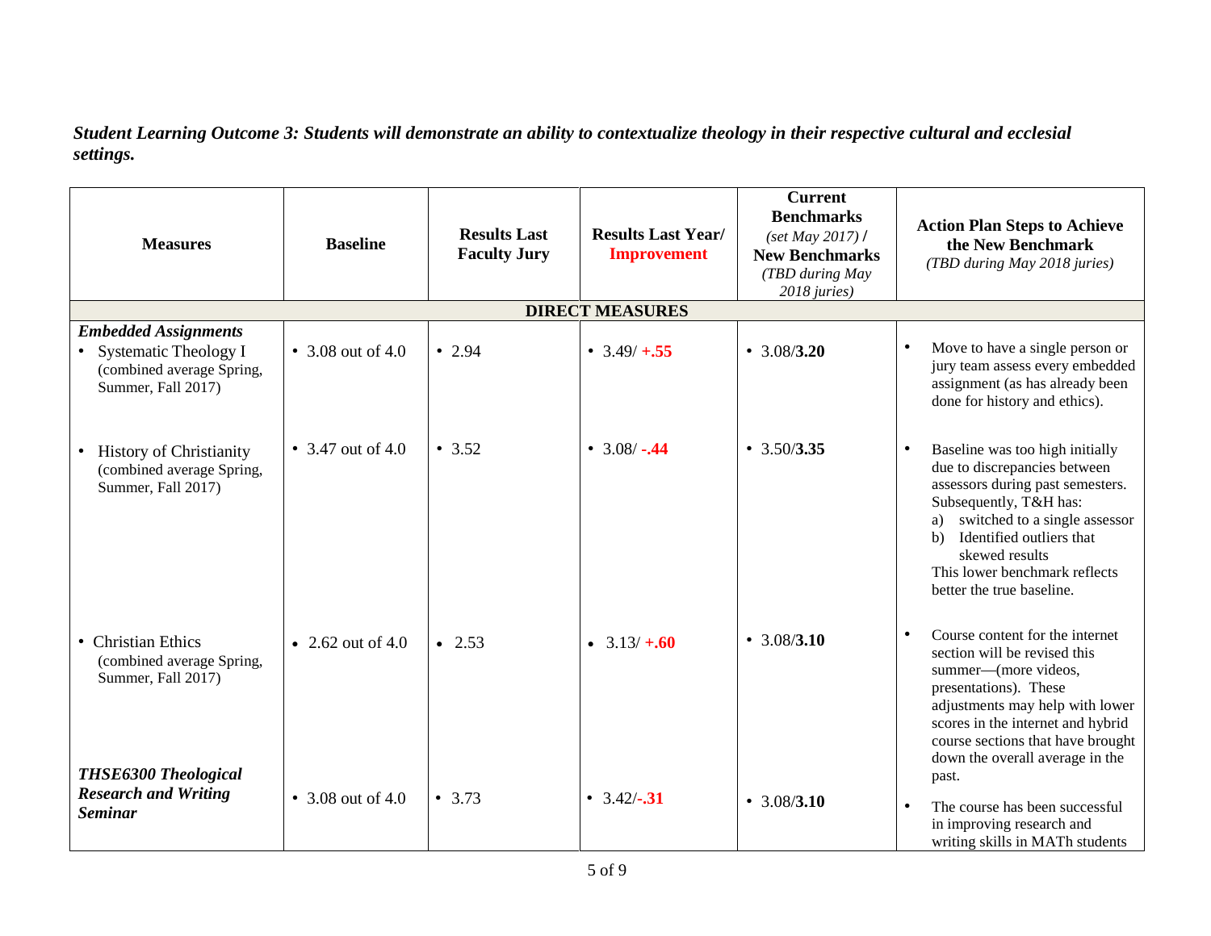***Student Learning Outcome 3: Students will demonstrate an ability to contextualize theology in their respective cultural and ecclesial settings.***

| Measures | Baseline | Results Last Faculty Jury | Results Last Year/ Improvement | Current Benchmarks (set May 2017) / New Benchmarks (TBD during May 2018 juries) | Action Plan Steps to Achieve the New Benchmark (TBD during May 2018 juries) |
|---|---|---|---|---|---|
| **DIRECT MEASURES** | | | | | |
| ***Embedded Assignments*** | | | | | |
| • Systematic Theology I (combined average Spring, Summer, Fall 2017) | • 3.08 out of 4.0 | • 2.94 | • 3.49/ **+.55** | • 3.08/**3.20** | • Move to have a single person or jury team assess every embedded assignment (as has already been done for history and ethics). |
| • History of Christianity (combined average Spring, Summer, Fall 2017) | • 3.47 out of 4.0 | • 3.52 | • 3.08/ **-.44** | • 3.50/**3.35** | • Baseline was too high initially due to discrepancies between assessors during past semesters. Subsequently, T&H has: a) switched to a single assessor b) Identified outliers that skewed results This lower benchmark reflects better the true baseline. |
| • Christian Ethics (combined average Spring, Summer, Fall 2017) | • 2.62 out of 4.0 | • 2.53 | • 3.13/ **+.60** | • 3.08/**3.10** | • Course content for the internet section will be revised this summer—(more videos, presentations). These adjustments may help with lower scores in the internet and hybrid course sections that have brought down the overall average in the past. |
| ***THSE6300 Theological Research and Writing Seminar*** | • 3.08 out of 4.0 | • 3.73 | • 3.42/**-.31** | • 3.08/**3.10** | • The course has been successful in improving research and writing skills in MATh students |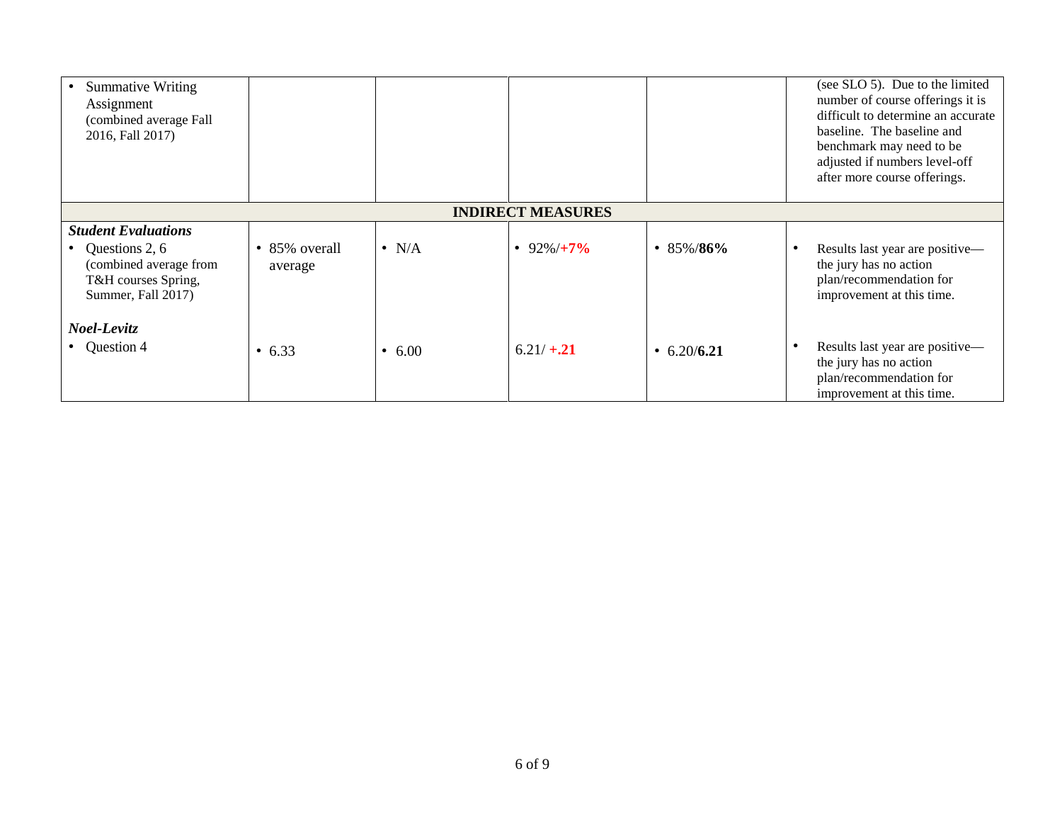| | | | | | |
|---|---|---|---|---|---|
| • Summative Writing Assignment (combined average Fall 2016, Fall 2017) | | | | | (see SLO 5). Due to the limited number of course offerings it is difficult to determine an accurate baseline. The baseline and benchmark may need to be adjusted if numbers level-off after more course offerings. |
| **INDIRECT MEASURES** | | | | | |
| ***Student Evaluations*** • Questions 2, 6 (combined average from T&H courses Spring, Summer, Fall 2017) | • 85% overall average | • N/A | • 92%/**+7%** | • 85%/**86%** | • Results last year are positive—the jury has no action plan/recommendation for improvement at this time. |
| ***Noel-Levitz*** • Question 4 | • 6.33 | • 6.00 | 6.21/ **+.21** | • 6.20/**6.21** | • Results last year are positive—the jury has no action plan/recommendation for improvement at this time. |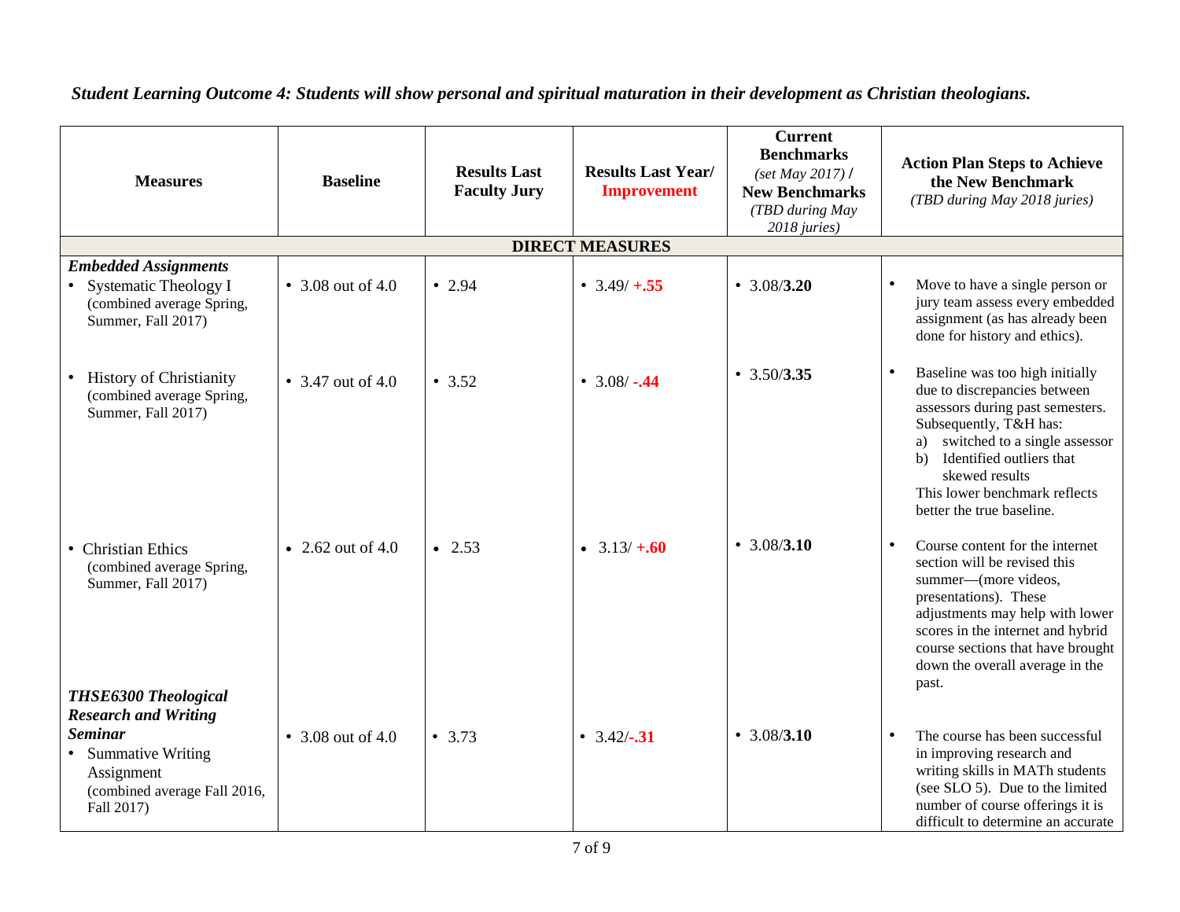*Student Learning Outcome 4: Students will show personal and spiritual maturation in their development as Christian theologians.*

| Measures | Baseline | Results Last Faculty Jury | Results Last Year/ **Improvement** | Current Benchmarks *(set May 2017)* / New Benchmarks *(TBD during May 2018 juries)* | Action Plan Steps to Achieve the New Benchmark *(TBD during May 2018 juries)* |
|---|---|---|---|---|---|
| **DIRECT MEASURES** | | | | | |
| ***Embedded Assignments*** | | | | | |
| • Systematic Theology I (combined average Spring, Summer, Fall 2017) | • 3.08 out of 4.0 | • 2.94 | • 3.49/ **+.55** | • 3.08/**3.20** | • Move to have a single person or jury team assess every embedded assignment (as has already been done for history and ethics). |
| • History of Christianity (combined average Spring, Summer, Fall 2017) | • 3.47 out of 4.0 | • 3.52 | • 3.08/ **-.44** | • 3.50/**3.35** | • Baseline was too high initially due to discrepancies between assessors during past semesters. Subsequently, T&H has: a) switched to a single assessor b) Identified outliers that skewed results This lower benchmark reflects better the true baseline. |
| • Christian Ethics (combined average Spring, Summer, Fall 2017) | • 2.62 out of 4.0 | • 2.53 | • 3.13/ **+.60** | • 3.08/**3.10** | • Course content for the internet section will be revised this summer—(more videos, presentations). These adjustments may help with lower scores in the internet and hybrid course sections that have brought down the overall average in the past. |
| ***THSE6300 Theological Research and Writing Seminar*** • Summative Writing Assignment (combined average Fall 2016, Fall 2017) | • 3.08 out of 4.0 | • 3.73 | • 3.42/**-.31** | • 3.08/**3.10** | • The course has been successful in improving research and writing skills in MATh students (see SLO 5). Due to the limited number of course offerings it is difficult to determine an accurate |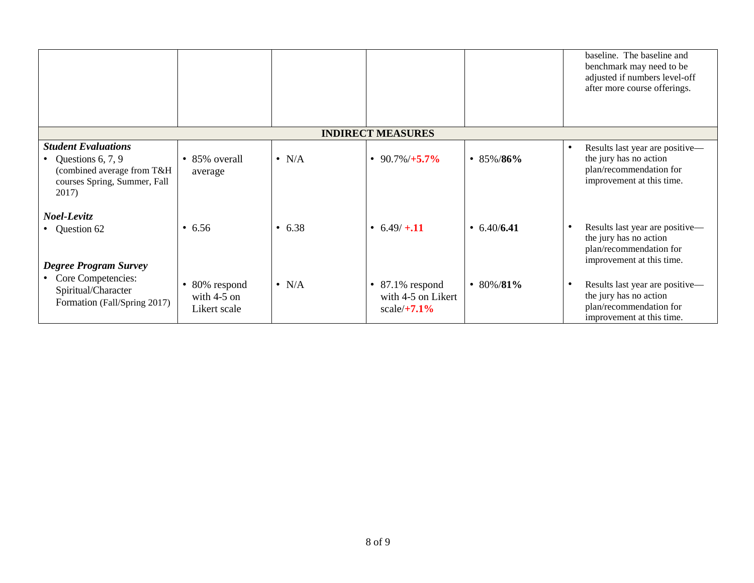| | | | | | |
|---|---|---|---|---|---|
| | | | | | baseline. The baseline and benchmark may need to be adjusted if numbers level-off after more course offerings. |
| **INDIRECT MEASURES** | | | | | |
| ***Student Evaluations*** <br>• Questions 6, 7, 9 (combined average from T&H courses Spring, Summer, Fall 2017) | • 85% overall average | • N/A | • 90.7%/**+5.7%** | • 85%/**86%** | • Results last year are positive—the jury has no action plan/recommendation for improvement at this time. |
| ***Noel-Levitz*** <br>• Question 62 | • 6.56 | • 6.38 | • 6.49/ **+.11** | • 6.40/**6.41** | • Results last year are positive—the jury has no action plan/recommendation for improvement at this time. |
| ***Degree Program Survey*** <br>• Core Competencies: Spiritual/Character Formation (Fall/Spring 2017) | • 80% respond with 4-5 on Likert scale | • N/A | • 87.1% respond with 4-5 on Likert scale/**+7.1%** | • 80%/**81%** | • Results last year are positive—the jury has no action plan/recommendation for improvement at this time. |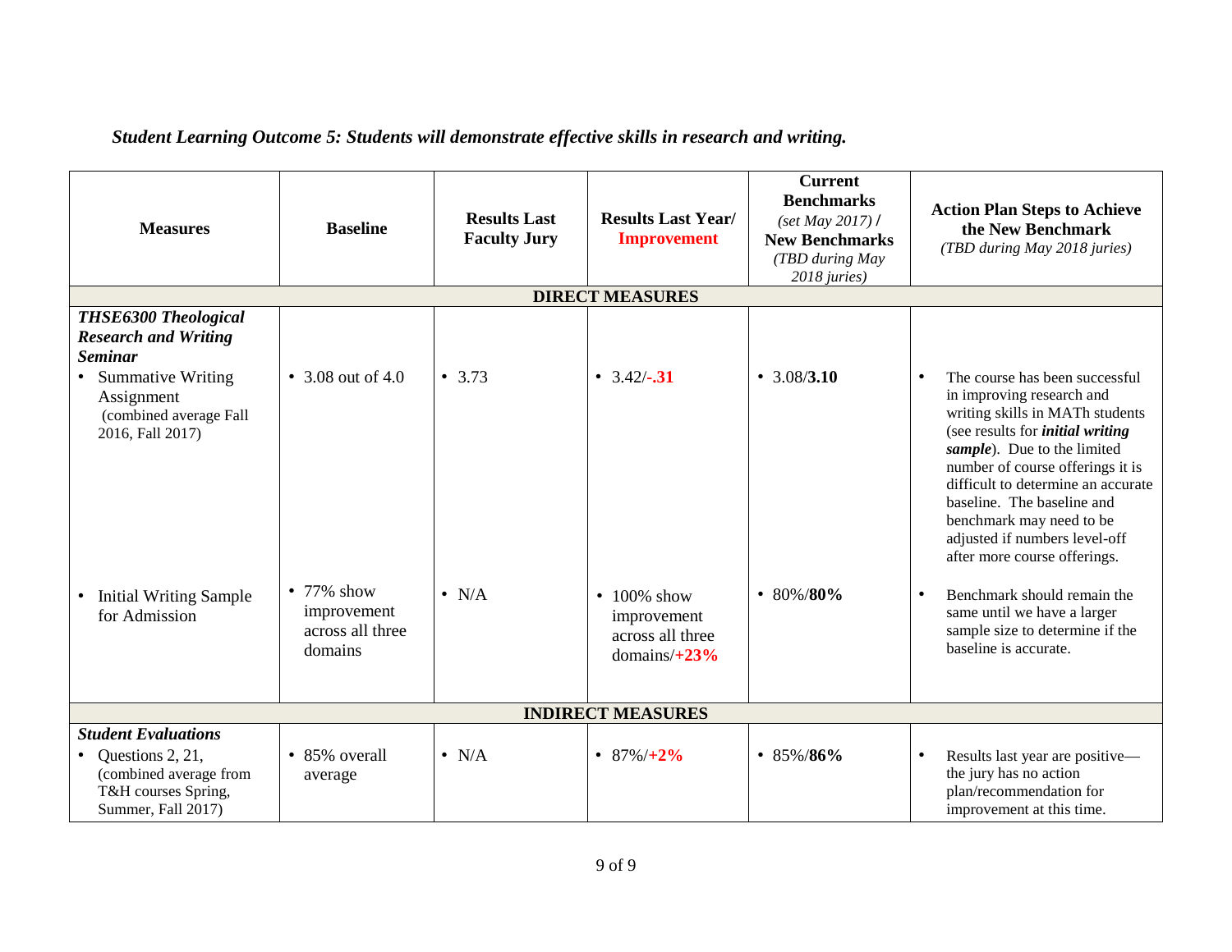***Student Learning Outcome 5: Students will demonstrate effective skills in research and writing.***

| **Measures** | **Baseline** | **Results Last Faculty Jury** | **Results Last Year/ Improvement** | **Current Benchmarks** *(set May 2017)* / **New Benchmarks** *(TBD during May 2018 juries)* | **Action Plan Steps to Achieve the New Benchmark** *(TBD during May 2018 juries)* |
|---|---|---|---|---|---|
| **DIRECT MEASURES** | | | | | |
| ***THSE6300 Theological Research and Writing Seminar*** • Summative Writing Assignment (combined average Fall 2016, Fall 2017) | • 3.08 out of 4.0 | • 3.73 | • 3.42/**-.31** | • 3.08/**3.10** | • The course has been successful in improving research and writing skills in MATh students (see results for ***initial writing sample***). Due to the limited number of course offerings it is difficult to determine an accurate baseline. The baseline and benchmark may need to be adjusted if numbers level-off after more course offerings. |
| • Initial Writing Sample for Admission | • 77% show improvement across all three domains | • N/A | • 100% show improvement across all three domains/**+23%** | • 80%/**80%** | • Benchmark should remain the same until we have a larger sample size to determine if the baseline is accurate. |
| **INDIRECT MEASURES** | | | | | |
| ***Student Evaluations*** • Questions 2, 21, (combined average from T&H courses Spring, Summer, Fall 2017) | • 85% overall average | • N/A | • 87%/**+2%** | • 85%/**86%** | • Results last year are positive—the jury has no action plan/recommendation for improvement at this time. |